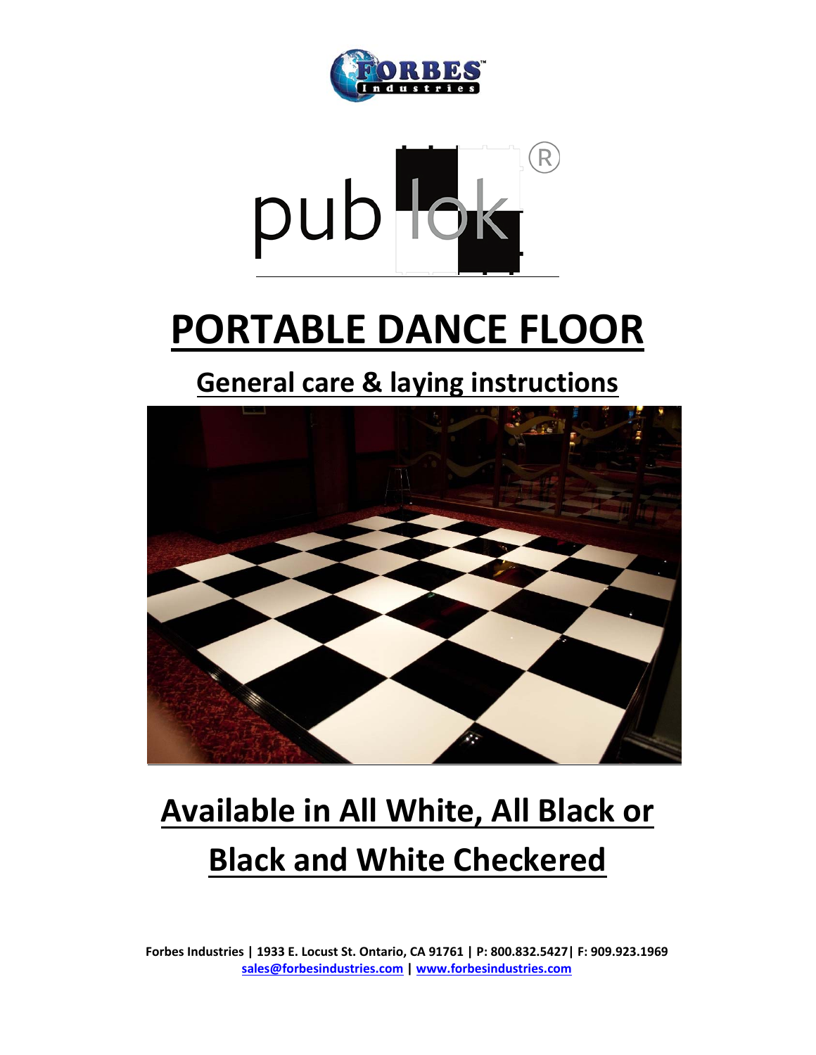# PORTABLE DANCE FLOOR

## General care & laying instructions

## Available in All White, All Black or Black and White Checkered

**Forbes Industries | 1933 E. Locust St. Ontario, CA 91761 | P: 800.832.5427| F: 909.923.1969**
**sales@forbesindustries.com | www.forbesindustries.com**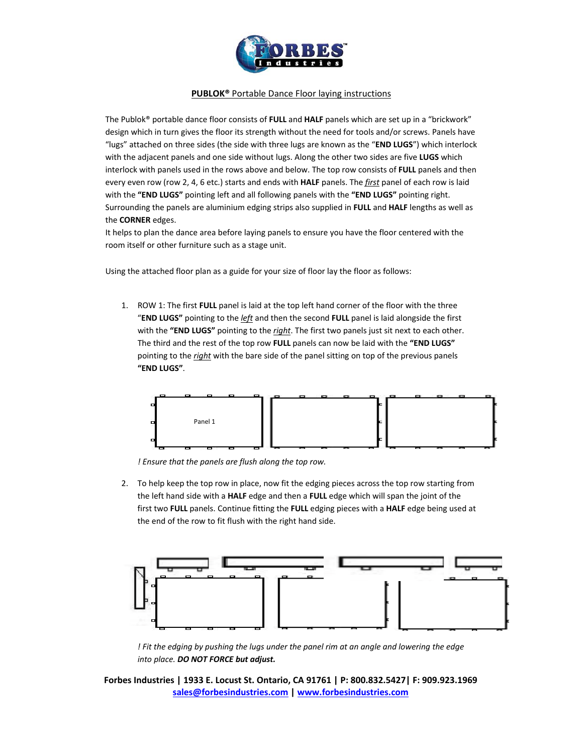## PUBLOK® Portable Dance Floor laying instructions

The Publok® portable dance floor consists of **FULL** and **HALF** panels which are set up in a "brickwork" design which in turn gives the floor its strength without the need for tools and/or screws. Panels have "lugs" attached on three sides (the side with three lugs are known as the "**END LUGS**") which interlock with the adjacent panels and one side without lugs. Along the other two sides are five **LUGS** which interlock with panels used in the rows above and below. The top row consists of **FULL** panels and then every even row (row 2, 4, 6 etc.) starts and ends with **HALF** panels. The *first* panel of each row is laid with the **"END LUGS"** pointing left and all following panels with the **"END LUGS"** pointing right. Surrounding the panels are aluminium edging strips also supplied in **FULL** and **HALF** lengths as well as the **CORNER** edges.

It helps to plan the dance area before laying panels to ensure you have the floor centered with the room itself or other furniture such as a stage unit.

Using the attached floor plan as a guide for your size of floor lay the floor as follows:

1. ROW 1: The first **FULL** panel is laid at the top left hand corner of the floor with the three "**END LUGS"** pointing to the *left* and then the second **FULL** panel is laid alongside the first with the **"END LUGS"** pointing to the *right*. The first two panels just sit next to each other. The third and the rest of the top row **FULL** panels can now be laid with the **"END LUGS"** pointing to the *right* with the bare side of the panel sitting on top of the previous panels **"END LUGS"**.

   Panel 1

   *! Ensure that the panels are flush along the top row.*

2. To help keep the top row in place, now fit the edging pieces across the top row starting from the left hand side with a **HALF** edge and then a **FULL** edge which will span the joint of the first two **FULL** panels. Continue fitting the **FULL** edging pieces with a **HALF** edge being used at the end of the row to fit flush with the right hand side.

   *! Fit the edging by pushing the lugs under the panel rim at an angle and lowering the edge into place. **DO NOT FORCE but adjust.***

**Forbes Industries | 1933 E. Locust St. Ontario, CA 91761 | P: 800.832.5427| F: 909.923.1969**
**sales@forbesindustries.com | www.forbesindustries.com**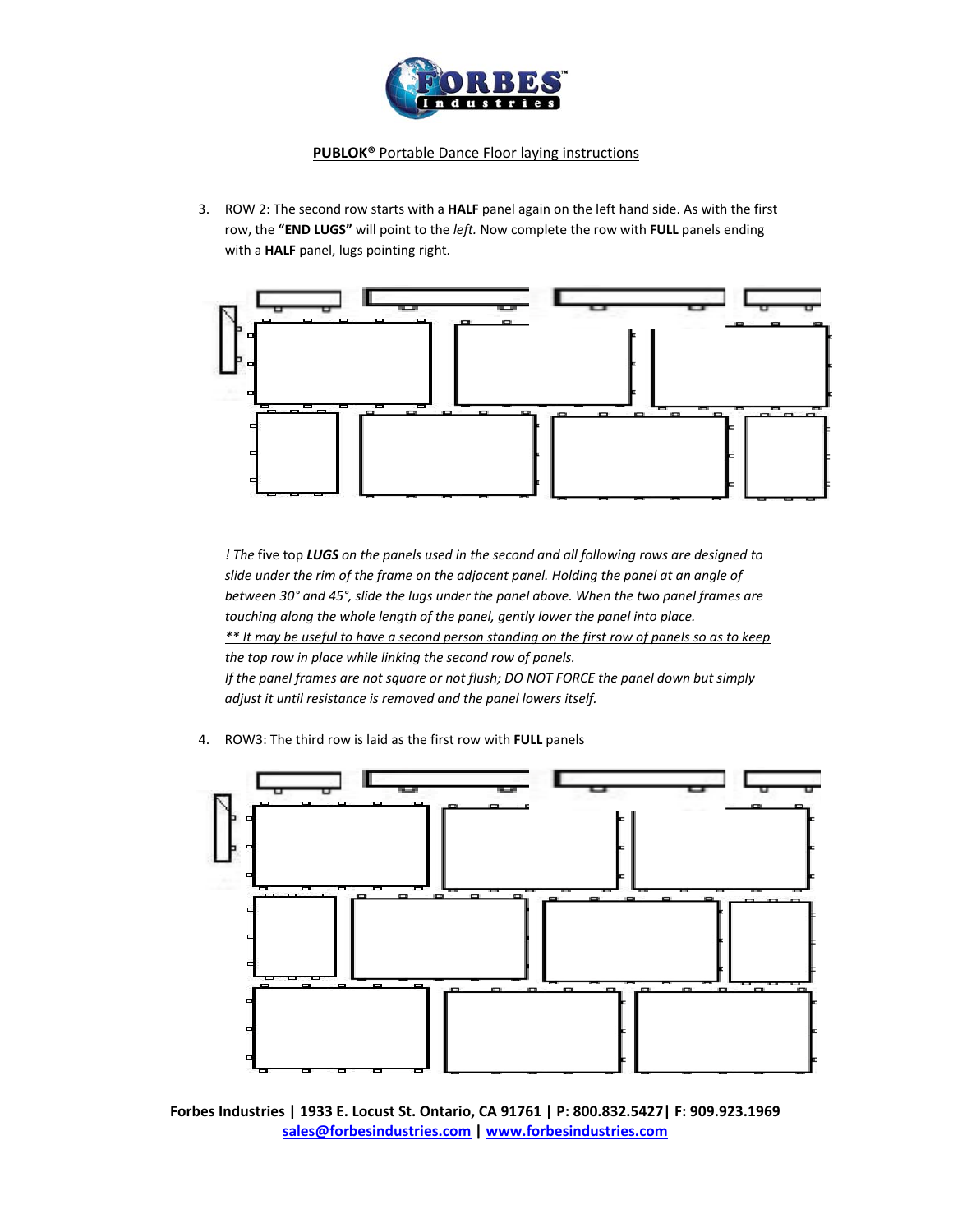**PUBLOK® Portable Dance Floor laying instructions**

3. ROW 2: The second row starts with a **HALF** panel again on the left hand side. As with the first row, the **"END LUGS"** will point to the *left.* Now complete the row with **FULL** panels ending with a **HALF** panel, lugs pointing right.

*! The* five top ***LUGS*** *on the panels used in the second and all following rows are designed to slide under the rim of the frame on the adjacent panel. Holding the panel at an angle of between 30° and 45°, slide the lugs under the panel above. When the two panel frames are touching along the whole length of the panel, gently lower the panel into place.*
*** It may be useful to have a second person standing on the first row of panels so as to keep the top row in place while linking the second row of panels.*
*If the panel frames are not square or not flush; DO NOT FORCE the panel down but simply adjust it until resistance is removed and the panel lowers itself.*

4. ROW3: The third row is laid as the first row with **FULL** panels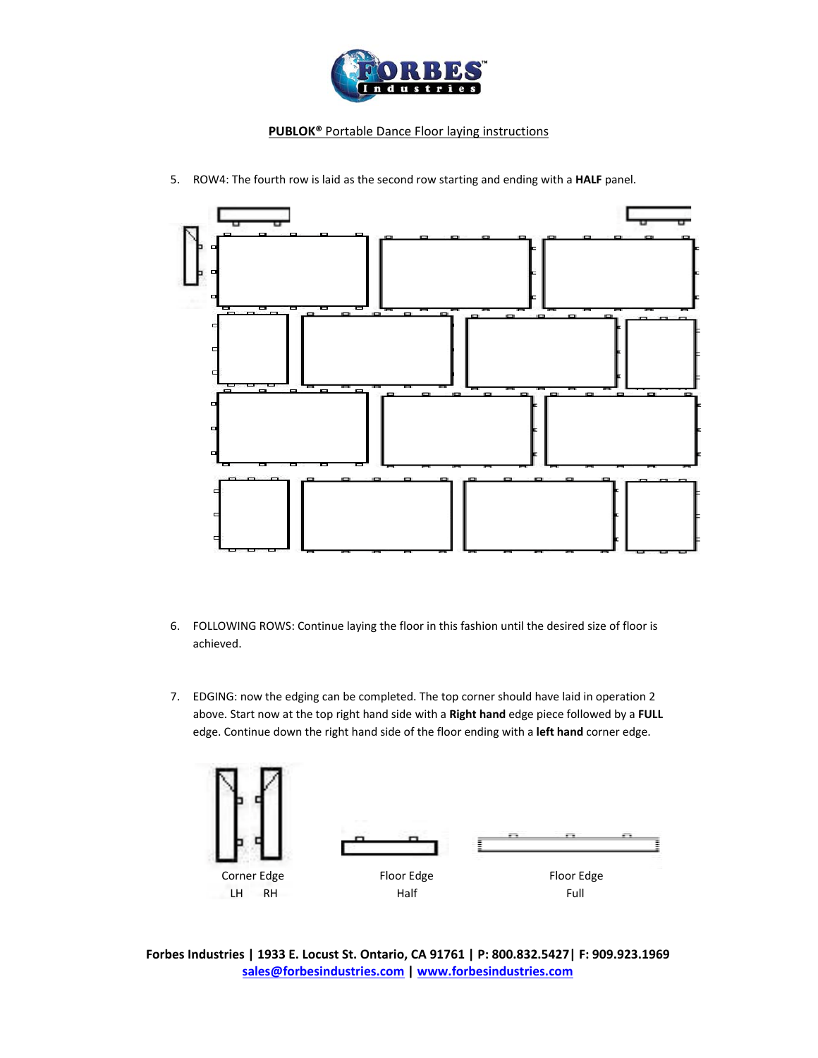**PUBLOK® Portable Dance Floor laying instructions**

5. ROW4: The fourth row is laid as the second row starting and ending with a **HALF** panel.

6. FOLLOWING ROWS: Continue laying the floor in this fashion until the desired size of floor is achieved.

7. EDGING: now the edging can be completed. The top corner should have laid in operation 2 above. Start now at the top right hand side with a **Right hand** edge piece followed by a **FULL** edge. Continue down the right hand side of the floor ending with a **left hand** corner edge.

Corner Edge
LH RH

Floor Edge
Half

Floor Edge
Full

**Forbes Industries | 1933 E. Locust St. Ontario, CA 91761 | P: 800.832.5427| F: 909.923.1969**
**sales@forbesindustries.com | www.forbesindustries.com**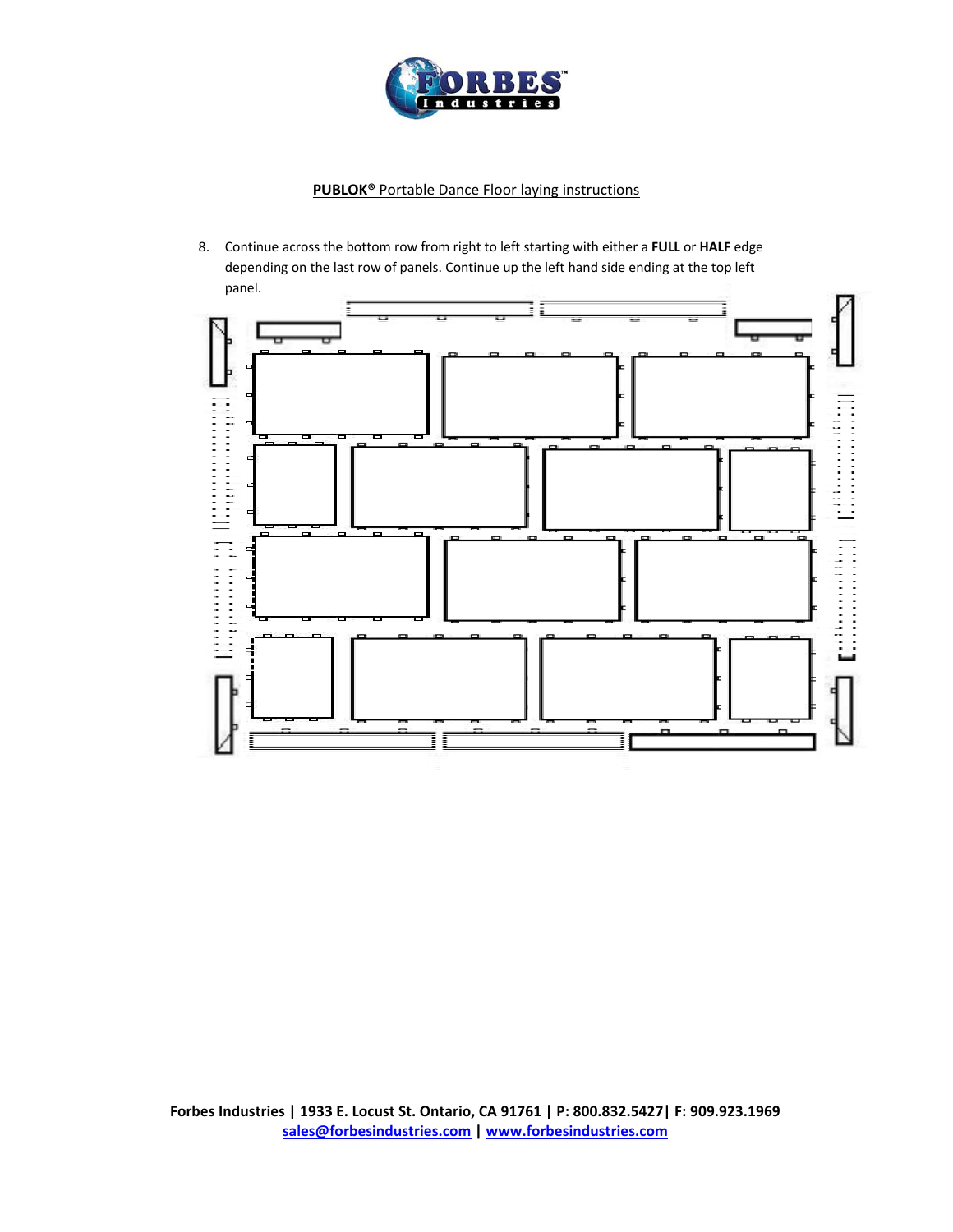PUBLOK® Portable Dance Floor laying instructions

8. Continue across the bottom row from right to left starting with either a **FULL** or **HALF** edge depending on the last row of panels. Continue up the left hand side ending at the top left panel.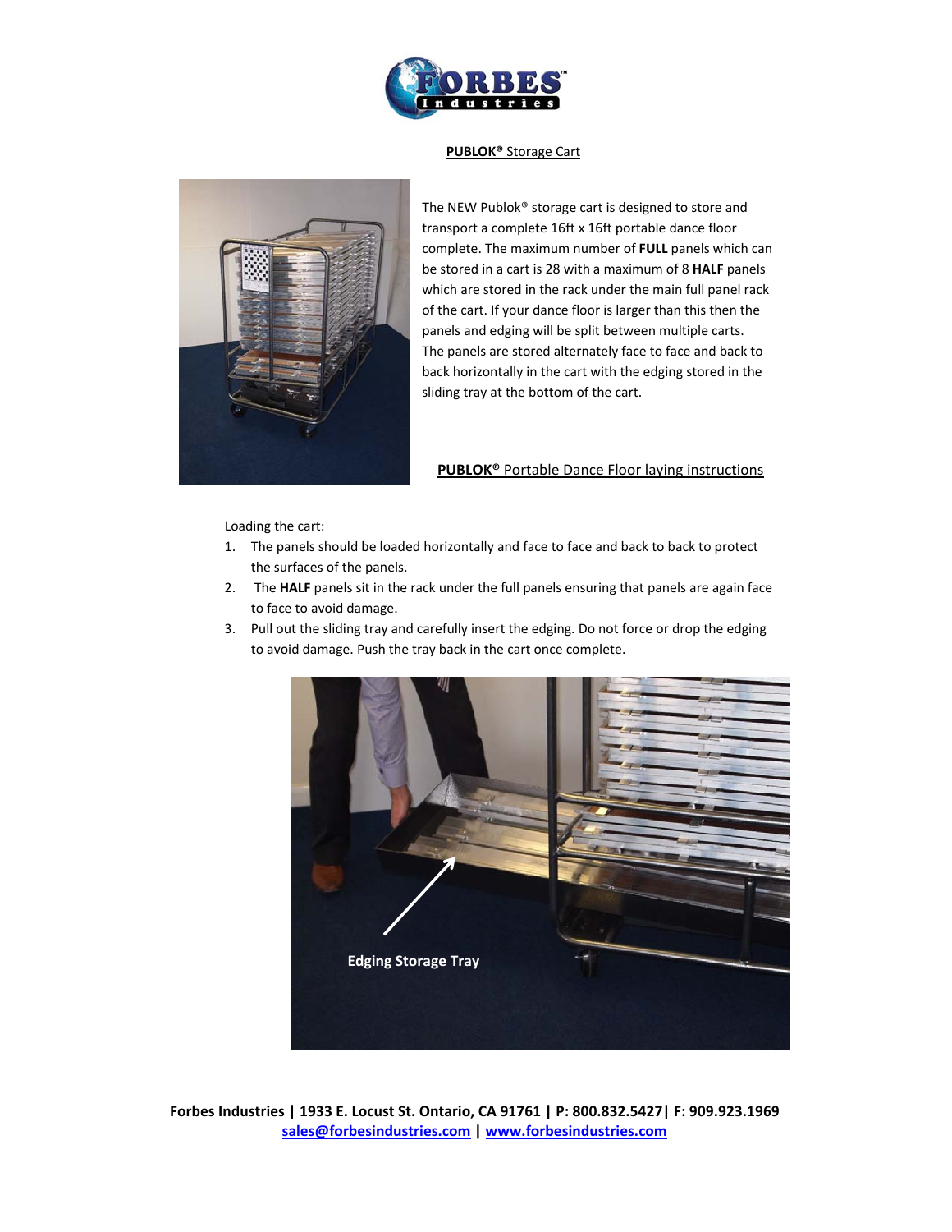**PUBLOK® Storage Cart**

The NEW Publok® storage cart is designed to store and transport a complete 16ft x 16ft portable dance floor complete. The maximum number of **FULL** panels which can be stored in a cart is 28 with a maximum of 8 **HALF** panels which are stored in the rack under the main full panel rack of the cart. If your dance floor is larger than this then the panels and edging will be split between multiple carts. The panels are stored alternately face to face and back to back horizontally in the cart with the edging stored in the sliding tray at the bottom of the cart.

**PUBLOK® Portable Dance Floor laying instructions**

Loading the cart:

1. The panels should be loaded horizontally and face to face and back to back to protect the surfaces of the panels.
2. The **HALF** panels sit in the rack under the full panels ensuring that panels are again face to face to avoid damage.
3. Pull out the sliding tray and carefully insert the edging. Do not force or drop the edging to avoid damage. Push the tray back in the cart once complete.

Edging Storage Tray

**Forbes Industries | 1933 E. Locust St. Ontario, CA 91761 | P: 800.832.5427| F: 909.923.1969**
**sales@forbesindustries.com | www.forbesindustries.com**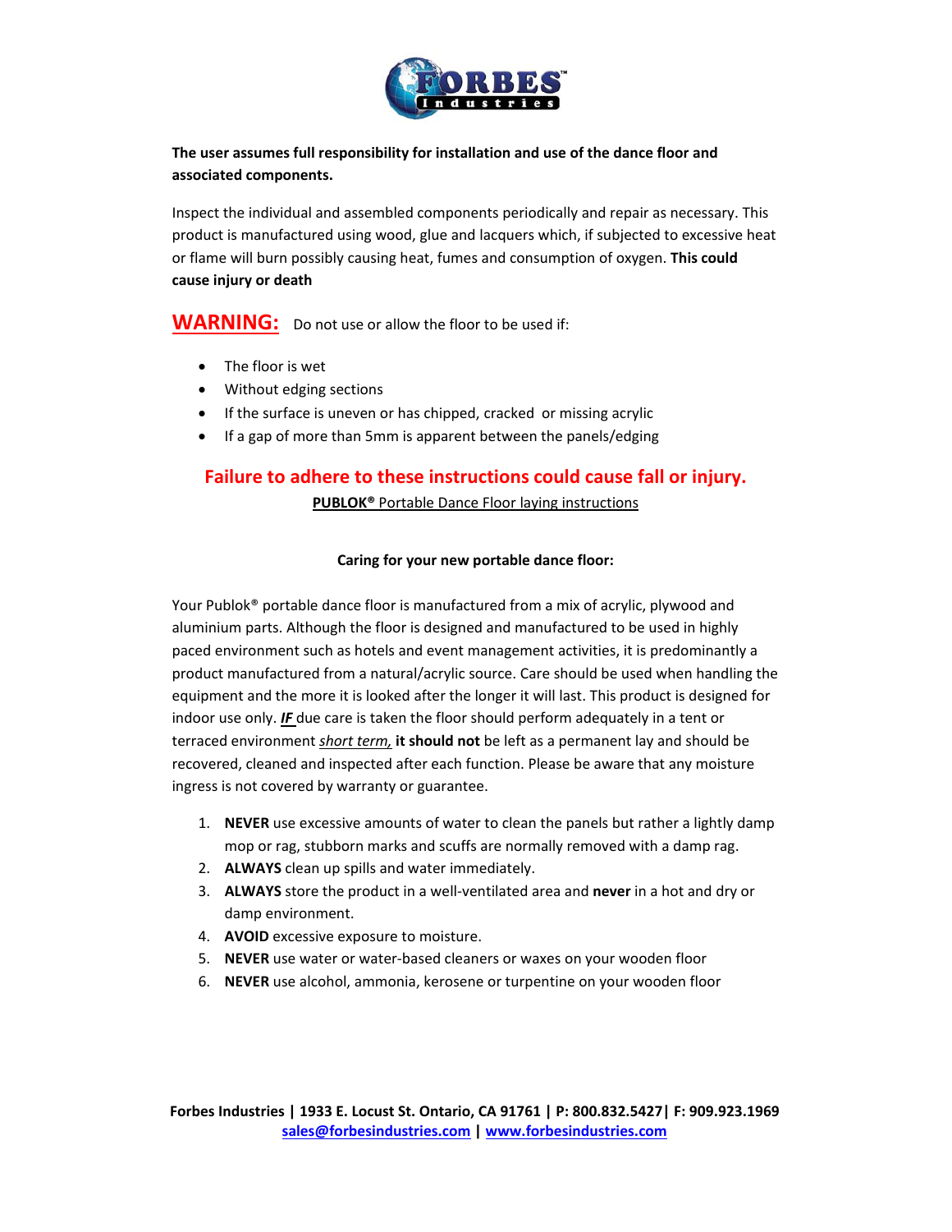**The user assumes full responsibility for installation and use of the dance floor and associated components.**

Inspect the individual and assembled components periodically and repair as necessary. This product is manufactured using wood, glue and lacquers which, if subjected to excessive heat or flame will burn possibly causing heat, fumes and consumption of oxygen. **This could cause injury or death**

**WARNING:** Do not use or allow the floor to be used if:

- The floor is wet
- Without edging sections
- If the surface is uneven or has chipped, cracked or missing acrylic
- If a gap of more than 5mm is apparent between the panels/edging

**Failure to adhere to these instructions could cause fall or injury.**

**PUBLOK®** Portable Dance Floor laying instructions

**Caring for your new portable dance floor:**

Your Publok® portable dance floor is manufactured from a mix of acrylic, plywood and aluminium parts. Although the floor is designed and manufactured to be used in highly paced environment such as hotels and event management activities, it is predominantly a product manufactured from a natural/acrylic source. Care should be used when handling the equipment and the more it is looked after the longer it will last. This product is designed for indoor use only. ***IF*** due care is taken the floor should perform adequately in a tent or terraced environment *short term,* **it should not** be left as a permanent lay and should be recovered, cleaned and inspected after each function. Please be aware that any moisture ingress is not covered by warranty or guarantee.

1. **NEVER** use excessive amounts of water to clean the panels but rather a lightly damp mop or rag, stubborn marks and scuffs are normally removed with a damp rag.
2. **ALWAYS** clean up spills and water immediately.
3. **ALWAYS** store the product in a well-ventilated area and **never** in a hot and dry or damp environment.
4. **AVOID** excessive exposure to moisture.
5. **NEVER** use water or water-based cleaners or waxes on your wooden floor
6. **NEVER** use alcohol, ammonia, kerosene or turpentine on your wooden floor

**Forbes Industries | 1933 E. Locust St. Ontario, CA 91761 | P: 800.832.5427| F: 909.923.1969**
sales@forbesindustries.com | www.forbesindustries.com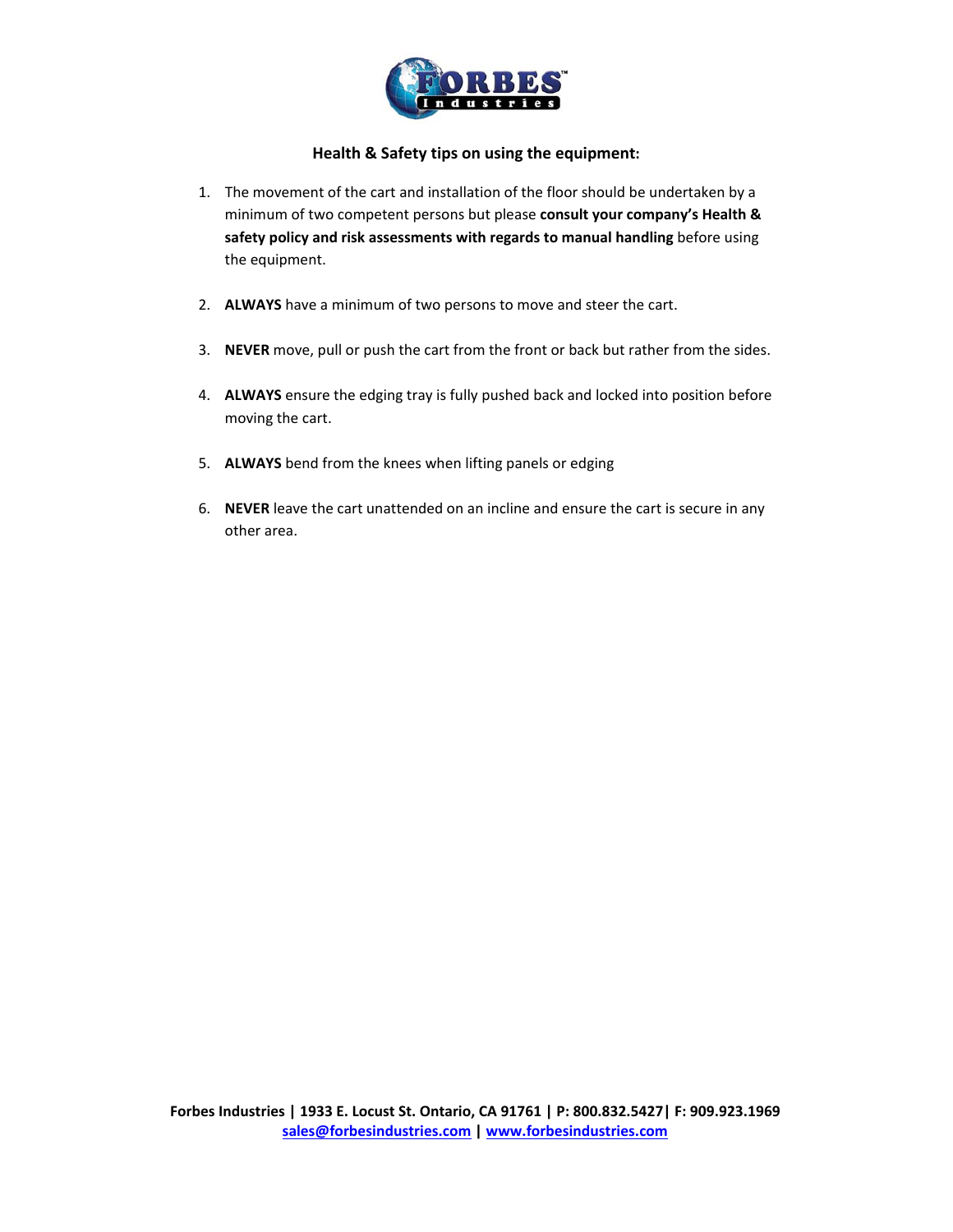## Health & Safety tips on using the equipment:

1. The movement of the cart and installation of the floor should be undertaken by a minimum of two competent persons but please **consult your company's Health & safety policy and risk assessments with regards to manual handling** before using the equipment.

2. **ALWAYS** have a minimum of two persons to move and steer the cart.

3. **NEVER** move, pull or push the cart from the front or back but rather from the sides.

4. **ALWAYS** ensure the edging tray is fully pushed back and locked into position before moving the cart.

5. **ALWAYS** bend from the knees when lifting panels or edging

6. **NEVER** leave the cart unattended on an incline and ensure the cart is secure in any other area.